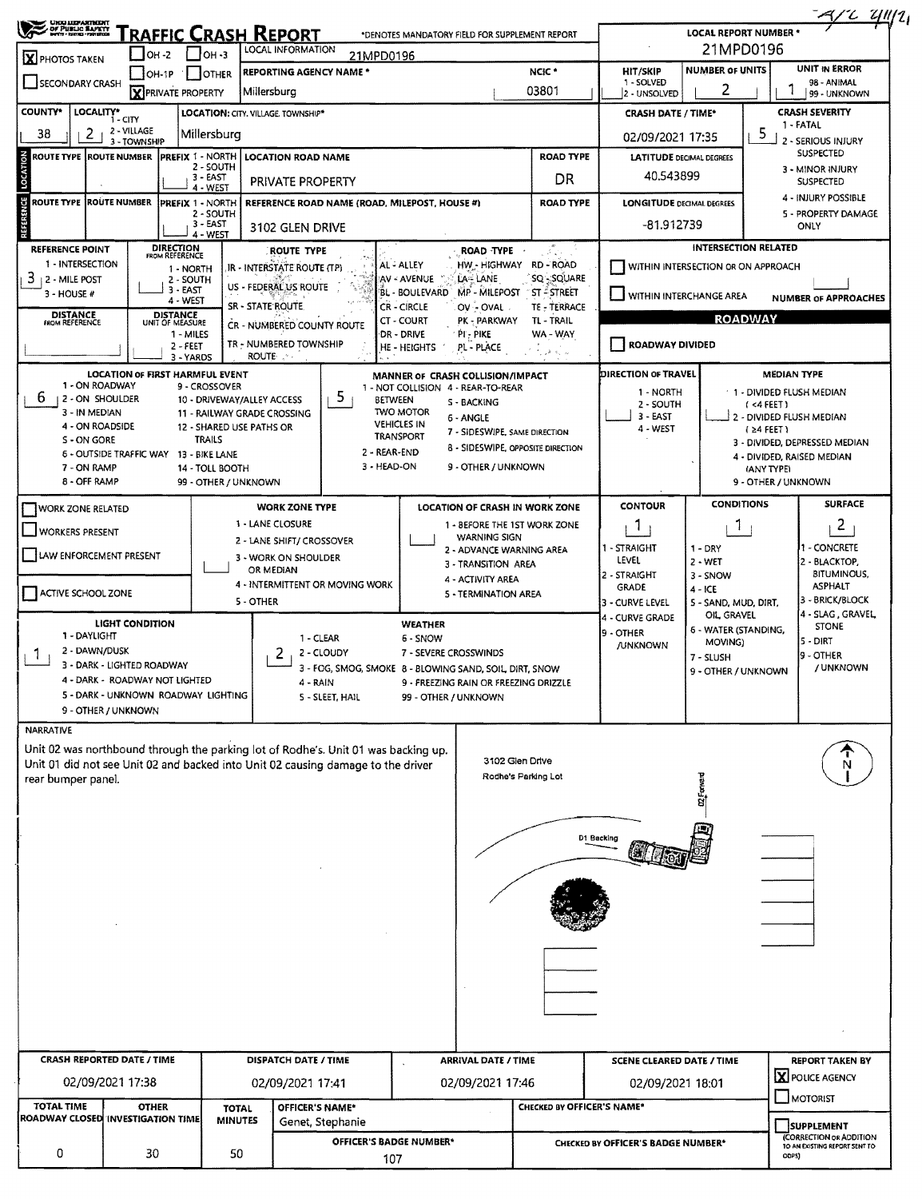# TRAFFIC CRASH REPORT

OHIO DEPARTMENT OF PUBLIC SAFETY

*DENOTES MANDATORY FIELD FOR SUPPLEMENT REPORT

A/C 4/11/21

| Field | Value |
|---|---|
| [X] PHOTOS TAKEN | [ ] OH -2 [ ] OH -3 [ ] OH-1P [ ] OTHER |
| [ ] SECONDARY CRASH | [X] PRIVATE PROPERTY |
| LOCAL INFORMATION | 21MPD0196 |
| REPORTING AGENCY NAME * | Millersburg |
| NCIC * | 03801 |
| LOCAL REPORT NUMBER * | 21MPD0196 |
| HIT/SKIP (1 - SOLVED, 2 - UNSOLVED) | |
| NUMBER OF UNITS | 2 |
| UNIT IN ERROR (98 - ANIMAL, 99 - UNKNOWN) | 1 |
| COUNTY* | 38 |
| LOCALITY* (1 - CITY, 2 - VILLAGE, 3 - TOWNSHIP) | 2 |
| LOCATION: CITY, VILLAGE, TOWNSHIP* | Millersburg |
| CRASH DATE / TIME* | 02/09/2021 17:35 |
| CRASH SEVERITY (1 - FATAL, 2 - SERIOUS INJURY SUSPECTED, 3 - MINOR INJURY SUSPECTED, 4 - INJURY POSSIBLE, 5 - PROPERTY DAMAGE ONLY) | 5 |

## LOCATION

| ROUTE TYPE | ROUTE NUMBER | PREFIX (1 - NORTH, 2 - SOUTH, 3 - EAST, 4 - WEST) | LOCATION ROAD NAME | ROAD TYPE |
|---|---|---|---|---|
| | | | PRIVATE PROPERTY | DR |

LATITUDE DECIMAL DEGREES: 40.543899

## REFERENCE

| ROUTE TYPE | ROUTE NUMBER | PREFIX (1 - NORTH, 2 - SOUTH, 3 - EAST, 4 - WEST) | REFERENCE ROAD NAME (ROAD, MILEPOST, HOUSE #) | ROAD TYPE |
|---|---|---|---|---|
| | | | 3102 GLEN DRIVE | |

LONGITUDE DECIMAL DEGREES: -81.912739

REFERENCE POINT (1 - INTERSECTION, 2 - MILE POST, 3 - HOUSE #): 3

DIRECTION FROM REFERENCE (1 - NORTH, 2 - SOUTH, 3 - EAST, 4 - WEST):

DISTANCE FROM REFERENCE:

DISTANCE UNIT OF MEASURE (1 - MILES, 2 - FEET, 3 - YARDS):

ROUTE TYPE: IR - INTERSTATE ROUTE (TP), US - FEDERAL US ROUTE, SR - STATE ROUTE, CR - NUMBERED COUNTY ROUTE, TR - NUMBERED TOWNSHIP ROUTE

ROAD TYPE: AL - ALLEY, AV - AVENUE, BL - BOULEVARD, CR - CIRCLE, CT - COURT, DR - DRIVE, HE - HEIGHTS, HW - HIGHWAY, LA - LANE, MP - MILEPOST, OV - OVAL, PK - PARKWAY, PI - PIKE, PL - PLACE, RD - ROAD, SQ - SQUARE, ST - STREET, TE - TERRACE, TL - TRAIL, WA - WAY

## INTERSECTION RELATED

[ ] WITHIN INTERSECTION OR ON APPROACH

[ ] WITHIN INTERCHANGE AREA

NUMBER OF APPROACHES:

## ROADWAY

[ ] ROADWAY DIVIDED

LOCATION OF FIRST HARMFUL EVENT: 6
1 - ON ROADWAY, 2 - ON SHOULDER, 3 - IN MEDIAN, 4 - ON ROADSIDE, 5 - ON GORE, 6 - OUTSIDE TRAFFIC WAY, 7 - ON RAMP, 8 - OFF RAMP, 9 - CROSSOVER, 10 - DRIVEWAY/ALLEY ACCESS, 11 - RAILWAY GRADE CROSSING, 12 - SHARED USE PATHS OR TRAILS, 13 - BIKE LANE, 14 - TOLL BOOTH, 99 - OTHER / UNKNOWN

MANNER OF CRASH COLLISION/IMPACT: 5
1 - NOT COLLISION BETWEEN TWO MOTOR VEHICLES IN TRANSPORT, 2 - REAR-END, 3 - HEAD-ON, 4 - REAR-TO-REAR, 5 - BACKING, 6 - ANGLE, 7 - SIDESWIPE, SAME DIRECTION, 8 - SIDESWIPE, OPPOSITE DIRECTION, 9 - OTHER / UNKNOWN

DIRECTION OF TRAVEL: 1 - NORTH, 2 - SOUTH, 3 - EAST, 4 - WEST

MEDIAN TYPE: 1 - DIVIDED FLUSH MEDIAN (<4 FEET), 2 - DIVIDED FLUSH MEDIAN (≥4 FEET), 3 - DIVIDED, DEPRESSED MEDIAN, 4 - DIVIDED, RAISED MEDIAN (ANY TYPE), 9 - OTHER / UNKNOWN

[ ] WORK ZONE RELATED
[ ] WORKERS PRESENT
[ ] LAW ENFORCEMENT PRESENT
[ ] ACTIVE SCHOOL ZONE

WORK ZONE TYPE: 1 - LANE CLOSURE, 2 - LANE SHIFT/ CROSSOVER, 3 - WORK ON SHOULDER OR MEDIAN, 4 - INTERMITTENT OR MOVING WORK, 5 - OTHER

LOCATION OF CRASH IN WORK ZONE: 1 - BEFORE THE 1ST WORK ZONE WARNING SIGN, 2 - ADVANCE WARNING AREA, 3 - TRANSITION AREA, 4 - ACTIVITY AREA, 5 - TERMINATION AREA

CONTOUR: 1
1 - STRAIGHT LEVEL, 2 - STRAIGHT GRADE, 3 - CURVE LEVEL, 4 - CURVE GRADE, 9 - OTHER /UNKNOWN

CONDITIONS: 1
1 - DRY, 2 - WET, 3 - SNOW, 4 - ICE, 5 - SAND, MUD, DIRT, OIL, GRAVEL, 6 - WATER (STANDING, MOVING), 7 - SLUSH, 9 - OTHER / UNKNOWN

SURFACE: 2
1 - CONCRETE, 2 - BLACKTOP, BITUMINOUS, ASPHALT, 3 - BRICK/BLOCK, 4 - SLAG, GRAVEL, STONE, 5 - DIRT, 9 - OTHER / UNKNOWN

LIGHT CONDITION: 1
1 - DAYLIGHT, 2 - DAWN/DUSK, 3 - DARK - LIGHTED ROADWAY, 4 - DARK - ROADWAY NOT LIGHTED, 5 - DARK - UNKNOWN ROADWAY LIGHTING, 9 - OTHER / UNKNOWN

WEATHER: 2
1 - CLEAR, 2 - CLOUDY, 3 - FOG, SMOG, SMOKE, 4 - RAIN, 5 - SLEET, HAIL, 6 - SNOW, 7 - SEVERE CROSSWINDS, 8 - BLOWING SAND, SOIL, DIRT, SNOW, 9 - FREEZING RAIN OR FREEZING DRIZZLE, 99 - OTHER / UNKNOWN

## NARRATIVE

Unit 02 was northbound through the parking lot of Rodhe's. Unit 01 was backing up. Unit 01 did not see Unit 02 and backed into Unit 02 causing damage to the driver rear bumper panel.

3102 Glen Drive
Rodhe's Parking Lot
02 Forward
01 Backing

| CRASH REPORTED DATE / TIME | DISPATCH DATE / TIME | ARRIVAL DATE / TIME | SCENE CLEARED DATE / TIME | REPORT TAKEN BY |
|---|---|---|---|---|
| 02/09/2021 17:38 | 02/09/2021 17:41 | 02/09/2021 17:46 | 02/09/2021 18:01 | [X] POLICE AGENCY [ ] MOTORIST |

| TOTAL TIME ROADWAY CLOSED | OTHER INVESTIGATION TIME | TOTAL MINUTES | OFFICER'S NAME* | CHECKED BY OFFICER'S NAME* |
|---|---|---|---|---|
| 0 | 30 | 50 | Genet, Stephanie | |

OFFICER'S BADGE NUMBER*: 107

CHECKED BY OFFICER'S BADGE NUMBER*:

[ ] SUPPLEMENT (CORRECTION OR ADDITION TO AN EXISTING REPORT SENT TO ODPS)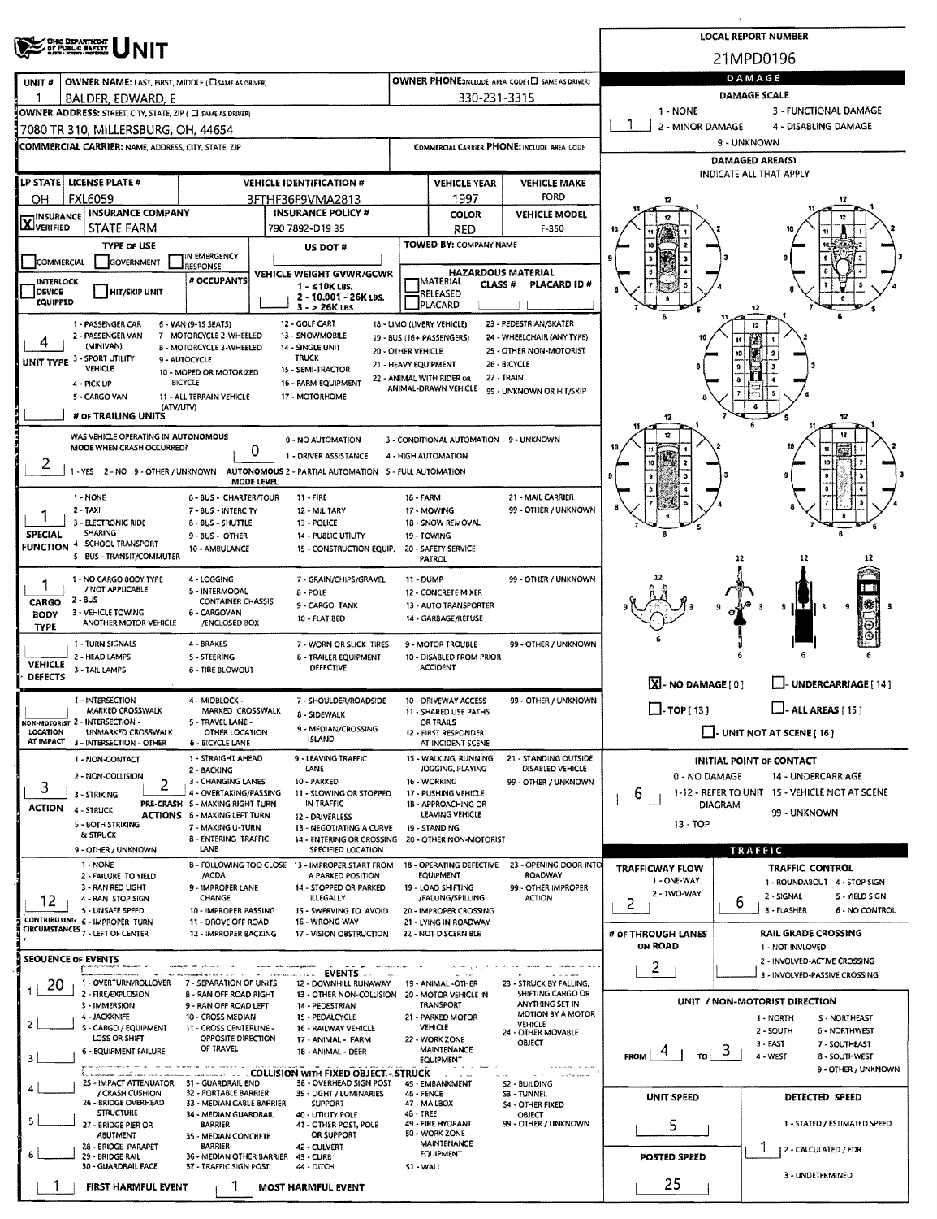# UNIT

**LOCAL REPORT NUMBER:** 21MPD0196

| UNIT # | OWNER NAME: LAST, FIRST, MIDDLE | OWNER PHONE |
|---|---|---|
| 1 | BALDER, EDWARD, E | 330-231-3315 |

**OWNER ADDRESS:** 7080 TR 310, MILLERSBURG, OH, 44654

**COMMERCIAL CARRIER:** NAME, ADDRESS, CITY, STATE, ZIP

**COMMERCIAL CARRIER PHONE:**

| LP STATE | LICENSE PLATE # | VEHICLE IDENTIFICATION # | VEHICLE YEAR | VEHICLE MAKE |
|---|---|---|---|---|
| OH | FXL6059 | 3FTHF36F9VMA2813 | 1997 | FORD |

| INSURANCE | INSURANCE COMPANY | INSURANCE POLICY # | COLOR | VEHICLE MODEL |
|---|---|---|---|---|
| X VERIFIED | STATE FARM | 790 7892-D19 35 | RED | F-350 |

**TYPE OF USE:** COMMERCIAL / GOVERNMENT / IN EMERGENCY RESPONSE

**US DOT #:**

**TOWED BY: COMPANY NAME:**

**INTERLOCK DEVICE EQUIPPED / HIT/SKIP UNIT**

**# OCCUPANTS:**

**VEHICLE WEIGHT GVWR/GCWR:** 1 - ≤10K LBS. 2 - 10.001 - 26K LBS. 3 - > 26K LBS.

**HAZARDOUS MATERIAL:** MATERIAL RELEASED / PLACARD — CLASS # — PLACARD ID #

**UNIT TYPE:** 4

1 - PASSENGER CAR, 2 - PASSENGER VAN (MINIVAN), 3 - SPORT UTILITY VEHICLE, 4 - PICK UP, 5 - CARGO VAN, 6 - VAN (9-15 SEATS), 7 - MOTORCYCLE 2-WHEELED, 8 - MOTORCYCLE 3-WHEELED, 9 - AUTOCYCLE, 10 - MOPED OR MOTORIZED BICYCLE, 11 - ALL TERRAIN VEHICLE (ATV/UTV), 12 - GOLF CART, 13 - SNOWMOBILE, 14 - SINGLE UNIT TRUCK, 15 - SEMI-TRACTOR, 16 - FARM EQUIPMENT, 17 - MOTORHOME, 18 - LIMO (LIVERY VEHICLE), 19 - BUS (16+ PASSENGERS), 20 - OTHER VEHICLE, 21 - HEAVY EQUIPMENT, 22 - ANIMAL WITH RIDER OR ANIMAL-DRAWN VEHICLE, 23 - PEDESTRIAN/SKATER, 24 - WHEELCHAIR (ANY TYPE), 25 - OTHER NON-MOTORIST, 26 - BICYCLE, 27 - TRAIN, 99 - UNKNOWN OR HIT/SKIP

**# OF TRAILING UNITS:**

**WAS VEHICLE OPERATING IN AUTONOMOUS MODE WHEN CRASH OCCURRED?** 2

1 - YES 2 - NO 9 - OTHER / UNKNOWN

**AUTONOMOUS MODE LEVEL:** 0

0 - NO AUTOMATION, 1 - DRIVER ASSISTANCE, 2 - PARTIAL AUTOMATION, 3 - CONDITIONAL AUTOMATION, 4 - HIGH AUTOMATION, 5 - FULL AUTOMATION, 9 - UNKNOWN

**SPECIAL FUNCTION:** 1

1 - NONE, 2 - TAXI, 3 - ELECTRONIC RIDE SHARING, 4 - SCHOOL TRANSPORT, 5 - BUS - TRANSIT/COMMUTER, 6 - BUS - CHARTER/TOUR, 7 - BUS - INTERCITY, 8 - BUS - SHUTTLE, 9 - BUS - OTHER, 10 - AMBULANCE, 11 - FIRE, 12 - MILITARY, 13 - POLICE, 14 - PUBLIC UTILITY, 15 - CONSTRUCTION EQUIP., 16 - FARM, 17 - MOWING, 18 - SNOW REMOVAL, 19 - TOWING, 20 - SAFETY SERVICE PATROL, 21 - MAIL CARRIER, 99 - OTHER / UNKNOWN

**CARGO BODY TYPE:** 1

1 - NO CARGO BODY TYPE / NOT APPLICABLE, 2 - BUS, 3 - VEHICLE TOWING ANOTHER MOTOR VEHICLE, 4 - LOGGING, 5 - INTERMODAL CONTAINER CHASSIS, 6 - CARGOVAN /ENCLOSED BOX, 7 - GRAIN/CHIPS/GRAVEL, 8 - POLE, 9 - CARGO TANK, 10 - FLAT BED, 11 - DUMP, 12 - CONCRETE MIXER, 13 - AUTO TRANSPORTER, 14 - GARBAGE/REFUSE, 99 - OTHER / UNKNOWN

**VEHICLE DEFECTS:**

1 - TURN SIGNALS, 2 - HEAD LAMPS, 3 - TAIL LAMPS, 4 - BRAKES, 5 - STEERING, 6 - TIRE BLOWOUT, 7 - WORN OR SLICK TIRES, 8 - TRAILER EQUIPMENT DEFECTIVE, 9 - MOTOR TROUBLE, 10 - DISABLED FROM PRIOR ACCIDENT, 99 - OTHER / UNKNOWN

**NON-MOTORIST LOCATION AT IMPACT:**

1 - INTERSECTION - MARKED CROSSWALK, 2 - INTERSECTION - UNMARKED CROSSWALK, 3 - INTERSECTION - OTHER, 4 - MIDBLOCK - MARKED CROSSWALK, 5 - TRAVEL LANE - OTHER LOCATION, 6 - BICYCLE LANE, 7 - SHOULDER/ROADSIDE, 8 - SIDEWALK, 9 - MEDIAN/CROSSING ISLAND, 10 - DRIVEWAY ACCESS, 11 - SHARED USE PATHS OR TRAILS, 12 - FIRST RESPONDER AT INCIDENT SCENE, 99 - OTHER / UNKNOWN

**ACTION:** 3

1 - NON-CONTACT, 2 - NON-COLLISION, 3 - STRIKING, 4 - STRUCK, 5 - BOTH STRIKING & STRUCK, 9 - OTHER / UNKNOWN

**PRE-CRASH ACTIONS:** 2

1 - STRAIGHT AHEAD, 2 - BACKING, 3 - CHANGING LANES, 4 - OVERTAKING/PASSING, 5 - MAKING RIGHT TURN, 6 - MAKING LEFT TURN, 7 - MAKING U-TURN, 8 - ENTERING TRAFFIC LANE, 9 - LEAVING TRAFFIC LANE, 10 - PARKED, 11 - SLOWING OR STOPPED IN TRAFFIC, 12 - DRIVERLESS, 13 - NEGOTIATING A CURVE, 14 - ENTERING OR CROSSING SPECIFIED LOCATION, 15 - WALKING, RUNNING, JOGGING, PLAYING, 16 - WORKING, 17 - PUSHING VEHICLE, 18 - APPROACHING OR LEAVING VEHICLE, 19 - STANDING, 20 - OTHER NON-MOTORIST, 21 - STANDING OUTSIDE DISABLED VEHICLE, 99 - OTHER / UNKNOWN

**CONTRIBUTING CIRCUMSTANCES:** 12

1 - NONE, 2 - FAILURE TO YIELD, 3 - RAN RED LIGHT, 4 - RAN STOP SIGN, 5 - UNSAFE SPEED, 6 - IMPROPER TURN, 7 - LEFT OF CENTER, 8 - FOLLOWING TOO CLOSE /ACDA, 9 - IMPROPER LANE CHANGE, 10 - IMPROPER PASSING, 11 - DROVE OFF ROAD, 12 - IMPROPER BACKING, 13 - IMPROPER START FROM A PARKED POSITION, 14 - STOPPED OR PARKED ILLEGALLY, 15 - SWERVING TO AVOID, 16 - WRONG WAY, 17 - VISION OBSTRUCTION, 18 - OPERATING DEFECTIVE EQUIPMENT, 19 - LOAD SHIFTING /FALLING/SPILLING, 20 - IMPROPER CROSSING, 21 - LYING IN ROADWAY, 22 - NOT DISCERNIBLE, 23 - OPENING DOOR INTO ROADWAY, 99 - OTHER IMPROPER ACTION

**SEQUENCE OF EVENTS:** 1: 20, 2: , 3: , 4: , 5: , 6:

**EVENTS:** 1 - OVERTURN/ROLLOVER, 2 - FIRE/EXPLOSION, 3 - IMMERSION, 4 - JACKKNIFE, 5 - CARGO / EQUIPMENT LOSS OR SHIFT, 6 - EQUIPMENT FAILURE, 7 - SEPARATION OF UNITS, 8 - RAN OFF ROAD RIGHT, 9 - RAN OFF ROAD LEFT, 10 - CROSS MEDIAN, 11 - CROSS CENTERLINE - OPPOSITE DIRECTION OF TRAVEL, 12 - DOWNHILL RUNAWAY, 13 - OTHER NON-COLLISION, 14 - PEDESTRIAN, 15 - PEDALCYCLE, 16 - RAILWAY VEHICLE, 17 - ANIMAL - FARM, 18 - ANIMAL - DEER, 19 - ANIMAL -OTHER, 20 - MOTOR VEHICLE IN TRANSPORT, 21 - PARKED MOTOR VEHICLE, 22 - WORK ZONE MAINTENANCE EQUIPMENT, 23 - STRUCK BY FALLING, SHIFTING CARGO OR ANYTHING SET IN MOTION BY A MOTOR VEHICLE, 24 - OTHER MOVABLE OBJECT

**COLLISION WITH FIXED OBJECT - STRUCK:** 25 - IMPACT ATTENUATOR / CRASH CUSHION, 26 - BRIDGE OVERHEAD STRUCTURE, 27 - BRIDGE PIER OR ABUTMENT, 28 - BRIDGE PARAPET, 29 - BRIDGE RAIL, 30 - GUARDRAIL FACE, 31 - GUARDRAIL END, 32 - PORTABLE BARRIER, 33 - MEDIAN CABLE BARRIER, 34 - MEDIAN GUARDRAIL BARRIER, 35 - MEDIAN CONCRETE BARRIER, 36 - MEDIAN OTHER BARRIER, 37 - TRAFFIC SIGN POST, 38 - OVERHEAD SIGN POST, 39 - LIGHT / LUMINARIES SUPPORT, 40 - UTILITY POLE, 41 - OTHER POST, POLE OR SUPPORT, 42 - CULVERT, 43 - CURB, 44 - DITCH, 45 - EMBANKMENT, 46 - FENCE, 47 - MAILBOX, 48 - TREE, 49 - FIRE HYDRANT, 50 - WORK ZONE MAINTENANCE EQUIPMENT, 51 - WALL, 52 - BUILDING, 53 - TUNNEL, 54 - OTHER FIXED OBJECT, 99 - OTHER / UNKNOWN

**FIRST HARMFUL EVENT:** 1 **MOST HARMFUL EVENT:** 1

## DAMAGE

**DAMAGE SCALE:** 1

1 - NONE, 2 - MINOR DAMAGE, 3 - FUNCTIONAL DAMAGE, 4 - DISABLING DAMAGE, 9 - UNKNOWN

**DAMAGED AREA(S)** — INDICATE ALL THAT APPLY

X - NO DAMAGE [0] / UNDERCARRIAGE [14] / TOP [13] / ALL AREAS [15] / UNIT NOT AT SCENE [16]

**INITIAL POINT OF CONTACT:** 6

0 - NO DAMAGE, 1-12 - REFER TO UNIT DIAGRAM, 13 - TOP, 14 - UNDERCARRIAGE, 15 - VEHICLE NOT AT SCENE, 99 - UNKNOWN

## TRAFFIC

**TRAFFICWAY FLOW:** 2 (1 - ONE-WAY, 2 - TWO-WAY)

**TRAFFIC CONTROL:** 6

1 - ROUNDABOUT, 2 - SIGNAL, 3 - FLASHER, 4 - STOP SIGN, 5 - YIELD SIGN, 6 - NO CONTROL

**# OF THROUGH LANES ON ROAD:** 2

**RAIL GRADE CROSSING:** 1 - NOT INVLOVED, 2 - INVOLVED-ACTIVE CROSSING, 3 - INVOLVED-PASSIVE CROSSING

**UNIT / NON-MOTORIST DIRECTION:** FROM 4 TO 3

1 - NORTH, 2 - SOUTH, 3 - EAST, 4 - WEST, 5 - NORTHEAST, 6 - NORTHWEST, 7 - SOUTHEAST, 8 - SOUTHWEST, 9 - OTHER / UNKNOWN

**UNIT SPEED:** 5

**POSTED SPEED:** 25

**DETECTED SPEED:** 1

1 - STATED / ESTIMATED SPEED, 2 - CALCULATED / EDR, 3 - UNDETERMINED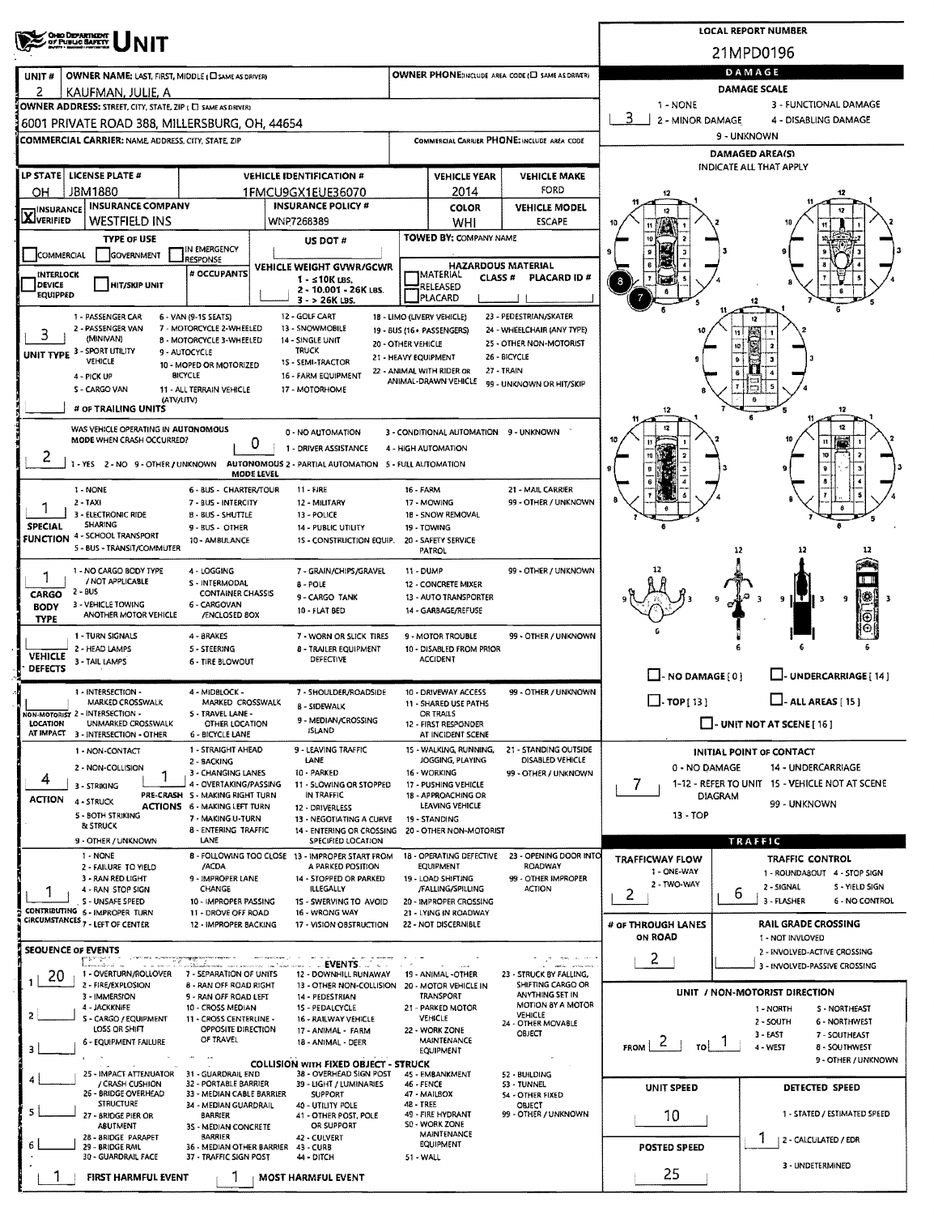# UNIT

**LOCAL REPORT NUMBER:** 21MPD0196

| UNIT # | OWNER NAME: LAST, FIRST, MIDDLE (☐ SAME AS DRIVER) | OWNER PHONE: INCLUDE AREA CODE (☐ SAME AS DRIVER) |
|---|---|---|
| 2 | KAUFMAN, JULIE, A | |

**OWNER ADDRESS:** STREET, CITY, STATE, ZIP (☐ SAME AS DRIVER)
6001 PRIVATE ROAD 388, MILLERSBURG, OH, 44654

**COMMERCIAL CARRIER:** NAME, ADDRESS, CITY, STATE, ZIP

**COMMERCIAL CARRIER PHONE:** INCLUDE AREA CODE

## DAMAGE

**DAMAGE SCALE:** 3
1 - NONE; 2 - MINOR DAMAGE; 3 - FUNCTIONAL DAMAGE; 4 - DISABLING DAMAGE; 9 - UNKNOWN

**DAMAGED AREA(S)** – INDICATE ALL THAT APPLY: 7, 8

| LP STATE | LICENSE PLATE # | VEHICLE IDENTIFICATION # | VEHICLE YEAR | VEHICLE MAKE |
|---|---|---|---|---|
| OH | JBM1880 | 1FMCU9GX1EUE36070 | 2014 | FORD |

| INSURANCE | INSURANCE COMPANY | INSURANCE POLICY # | COLOR | VEHICLE MODEL |
|---|---|---|---|---|
| ☒ VERIFIED | WESTFIELD INS | WNP7268389 | WHI | ESCAPE |

**TYPE OF USE:** ☐ COMMERCIAL ☐ GOVERNMENT ☐ IN EMERGENCY RESPONSE

**US DOT #:**

**TOWED BY:** COMPANY NAME

**INTERLOCK DEVICE EQUIPPED:** ☐ ☐ HIT/SKIP UNIT

**# OCCUPANTS:**

**VEHICLE WEIGHT GVWR/GCWR:** 1 - ≤10K LBS.; 2 - 10.001 - 26K LBS.; 3 - > 26K LBS.

**HAZARDOUS MATERIAL:** ☐ MATERIAL CLASS # RELEASED ☐ PLACARD; PLACARD ID #

**UNIT TYPE:** 3
1 - PASSENGER CAR; 2 - PASSENGER VAN (MINIVAN); 3 - SPORT UTILITY VEHICLE; 4 - PICK UP; 5 - CARGO VAN; 6 - VAN (9-15 SEATS); 7 - MOTORCYCLE 2-WHEELED; 8 - MOTORCYCLE 3-WHEELED; 9 - AUTOCYCLE; 10 - MOPED OR MOTORIZED BICYCLE; 11 - ALL TERRAIN VEHICLE (ATV/UTV); 12 - GOLF CART; 13 - SNOWMOBILE; 14 - SINGLE UNIT TRUCK; 15 - SEMI-TRACTOR; 16 - FARM EQUIPMENT; 17 - MOTORHOME; 18 - LIMO (LIVERY VEHICLE); 19 - BUS (16+ PASSENGERS); 20 - OTHER VEHICLE; 21 - HEAVY EQUIPMENT; 22 - ANIMAL WITH RIDER OR ANIMAL-DRAWN VEHICLE; 23 - PEDESTRIAN/SKATER; 24 - WHEELCHAIR (ANY TYPE); 25 - OTHER NON-MOTORIST; 26 - BICYCLE; 27 - TRAIN; 99 - UNKNOWN OR HIT/SKIP

**# OF TRAILING UNITS:**

**WAS VEHICLE OPERATING IN AUTONOMOUS MODE WHEN CRASH OCCURRED?** 2
1 - YES; 2 - NO; 9 - OTHER / UNKNOWN

**AUTONOMOUS MODE LEVEL:** 0
0 - NO AUTOMATION; 1 - DRIVER ASSISTANCE; 2 - PARTIAL AUTOMATION; 3 - CONDITIONAL AUTOMATION; 4 - HIGH AUTOMATION; 5 - FULL AUTOMATION; 9 - UNKNOWN

**SPECIAL FUNCTION:** 1
1 - NONE; 2 - TAXI; 3 - ELECTRONIC RIDE SHARING; 4 - SCHOOL TRANSPORT; 5 - BUS - TRANSIT/COMMUTER; 6 - BUS - CHARTER/TOUR; 7 - BUS - INTERCITY; 8 - BUS - SHUTTLE; 9 - BUS - OTHER; 10 - AMBULANCE; 11 - FIRE; 12 - MILITARY; 13 - POLICE; 14 - PUBLIC UTILITY; 15 - CONSTRUCTION EQUIP.; 16 - FARM; 17 - MOWING; 18 - SNOW REMOVAL; 19 - TOWING; 20 - SAFETY SERVICE PATROL; 21 - MAIL CARRIER; 99 - OTHER / UNKNOWN

**CARGO BODY TYPE:** 1
1 - NO CARGO BODY TYPE / NOT APPLICABLE; 2 - BUS; 3 - VEHICLE TOWING ANOTHER MOTOR VEHICLE; 4 - LOGGING; 5 - INTERMODAL CONTAINER CHASSIS; 6 - CARGOVAN /ENCLOSED BOX; 7 - GRAIN/CHIPS/GRAVEL; 8 - POLE; 9 - CARGO TANK; 10 - FLAT BED; 11 - DUMP; 12 - CONCRETE MIXER; 13 - AUTO TRANSPORTER; 14 - GARBAGE/REFUSE; 99 - OTHER / UNKNOWN

**VEHICLE DEFECTS:**
1 - TURN SIGNALS; 2 - HEAD LAMPS; 3 - TAIL LAMPS; 4 - BRAKES; 5 - STEERING; 6 - TIRE BLOWOUT; 7 - WORN OR SLICK TIRES; 8 - TRAILER EQUIPMENT DEFECTIVE; 9 - MOTOR TROUBLE; 10 - DISABLED FROM PRIOR ACCIDENT; 99 - OTHER / UNKNOWN

☐ - NO DAMAGE [0] ☐ - UNDERCARRIAGE [14] ☐ - TOP [13] ☐ - ALL AREAS [15] ☐ - UNIT NOT AT SCENE [16]

**NON-MOTORIST LOCATION AT IMPACT:**
1 - INTERSECTION - MARKED CROSSWALK; 2 - INTERSECTION - UNMARKED CROSSWALK; 3 - INTERSECTION - OTHER; 4 - MIDBLOCK - MARKED CROSSWALK; 5 - TRAVEL LANE - OTHER LOCATION; 6 - BICYCLE LANE; 7 - SHOULDER/ROADSIDE; 8 - SIDEWALK; 9 - MEDIAN/CROSSING ISLAND; 10 - DRIVEWAY ACCESS; 11 - SHARED USE PATHS OR TRAILS; 12 - FIRST RESPONDER AT INCIDENT SCENE; 99 - OTHER / UNKNOWN

**ACTION:** 4
1 - NON-CONTACT; 2 - NON-COLLISION; 3 - STRIKING; 4 - STRUCK; 5 - BOTH STRIKING & STRUCK; 9 - OTHER / UNKNOWN

**PRE-CRASH ACTIONS:** 1
1 - STRAIGHT AHEAD; 2 - BACKING; 3 - CHANGING LANES; 4 - OVERTAKING/PASSING; 5 - MAKING RIGHT TURN; 6 - MAKING LEFT TURN; 7 - MAKING U-TURN; 8 - ENTERING TRAFFIC LANE; 9 - LEAVING TRAFFIC LANE; 10 - PARKED; 11 - SLOWING OR STOPPED IN TRAFFIC; 12 - DRIVERLESS; 13 - NEGOTIATING A CURVE; 14 - ENTERING OR CROSSING SPECIFIED LOCATION; 15 - WALKING, RUNNING, JOGGING, PLAYING; 16 - WORKING; 17 - PUSHING VEHICLE; 18 - APPROACHING OR LEAVING VEHICLE; 19 - STANDING; 20 - OTHER NON-MOTORIST; 21 - STANDING OUTSIDE DISABLED VEHICLE; 99 - OTHER / UNKNOWN

**INITIAL POINT OF CONTACT:** 7
0 - NO DAMAGE; 1-12 - REFER TO UNIT DIAGRAM; 13 - TOP; 14 - UNDERCARRIAGE; 15 - VEHICLE NOT AT SCENE; 99 - UNKNOWN

**CONTRIBUTING CIRCUMSTANCES:** 1
1 - NONE; 2 - FAILURE TO YIELD; 3 - RAN RED LIGHT; 4 - RAN STOP SIGN; 5 - UNSAFE SPEED; 6 - IMPROPER TURN; 7 - LEFT OF CENTER; 8 - FOLLOWING TOO CLOSE /ACDA; 9 - IMPROPER LANE CHANGE; 10 - IMPROPER PASSING; 11 - DROVE OFF ROAD; 12 - IMPROPER BACKING; 13 - IMPROPER START FROM A PARKED POSITION; 14 - STOPPED OR PARKED ILLEGALLY; 15 - SWERVING TO AVOID; 16 - WRONG WAY; 17 - VISION OBSTRUCTION; 18 - OPERATING DEFECTIVE EQUIPMENT; 19 - LOAD SHIFTING /FALLING/SPILLING; 20 - IMPROPER CROSSING; 21 - LYING IN ROADWAY; 22 - NOT DISCERNIBLE; 23 - OPENING DOOR INTO ROADWAY; 99 - OTHER IMPROPER ACTION

## TRAFFIC

**TRAFFICWAY FLOW:** 2 (1 - ONE-WAY; 2 - TWO-WAY)

**TRAFFIC CONTROL:** 6
1 - ROUNDABOUT; 2 - SIGNAL; 3 - FLASHER; 4 - STOP SIGN; 5 - YIELD SIGN; 6 - NO CONTROL

**# OF THROUGH LANES ON ROAD:** 2

**RAIL GRADE CROSSING:**
1 - NOT INVLOVED; 2 - INVOLVED-ACTIVE CROSSING; 3 - INVOLVED-PASSIVE CROSSING

## SEQUENCE OF EVENTS

1: 20
2:
3:
4:
5:
6:

**EVENTS:**
1 - OVERTURN/ROLLOVER; 2 - FIRE/EXPLOSION; 3 - IMMERSION; 4 - JACKKNIFE; 5 - CARGO / EQUIPMENT LOSS OR SHIFT; 6 - EQUIPMENT FAILURE; 7 - SEPARATION OF UNITS; 8 - RAN OFF ROAD RIGHT; 9 - RAN OFF ROAD LEFT; 10 - CROSS MEDIAN; 11 - CROSS CENTERLINE - OPPOSITE DIRECTION OF TRAVEL; 12 - DOWNHILL RUNAWAY; 13 - OTHER NON-COLLISION; 14 - PEDESTRIAN; 15 - PEDALCYCLE; 16 - RAILWAY VEHICLE; 17 - ANIMAL - FARM; 18 - ANIMAL - DEER; 19 - ANIMAL -OTHER; 20 - MOTOR VEHICLE IN TRANSPORT; 21 - PARKED MOTOR VEHICLE; 22 - WORK ZONE MAINTENANCE EQUIPMENT; 23 - STRUCK BY FALLING, SHIFTING CARGO OR ANYTHING SET IN MOTION BY A MOTOR VEHICLE; 24 - OTHER MOVABLE OBJECT

**COLLISION WITH FIXED OBJECT - STRUCK:**
25 - IMPACT ATTENUATOR / CRASH CUSHION; 26 - BRIDGE OVERHEAD STRUCTURE; 27 - BRIDGE PIER OR ABUTMENT; 28 - BRIDGE PARAPET; 29 - BRIDGE RAIL; 30 - GUARDRAIL FACE; 31 - GUARDRAIL END; 32 - PORTABLE BARRIER; 33 - MEDIAN CABLE BARRIER; 34 - MEDIAN GUARDRAIL BARRIER; 35 - MEDIAN CONCRETE BARRIER; 36 - MEDIAN OTHER BARRIER; 37 - TRAFFIC SIGN POST; 38 - OVERHEAD SIGN POST; 39 - LIGHT / LUMINARIES SUPPORT; 40 - UTILITY POLE; 41 - OTHER POST, POLE OR SUPPORT; 42 - CULVERT; 43 - CURB; 44 - DITCH; 45 - EMBANKMENT; 46 - FENCE; 47 - MAILBOX; 48 - TREE; 49 - FIRE HYDRANT; 50 - WORK ZONE MAINTENANCE EQUIPMENT; 51 - WALL; 52 - BUILDING; 53 - TUNNEL; 54 - OTHER FIXED OBJECT; 99 - OTHER / UNKNOWN

**FIRST HARMFUL EVENT:** 1 **MOST HARMFUL EVENT:** 1

## UNIT / NON-MOTORIST DIRECTION

**FROM:** 2 **TO:** 1
1 - NORTH; 2 - SOUTH; 3 - EAST; 4 - WEST; 5 - NORTHEAST; 6 - NORTHWEST; 7 - SOUTHEAST; 8 - SOUTHWEST; 9 - OTHER / UNKNOWN

**UNIT SPEED:** 10

**POSTED SPEED:** 25

**DETECTED SPEED:** 1
1 - STATED / ESTIMATED SPEED; 2 - CALCULATED / EDR; 3 - UNDETERMINED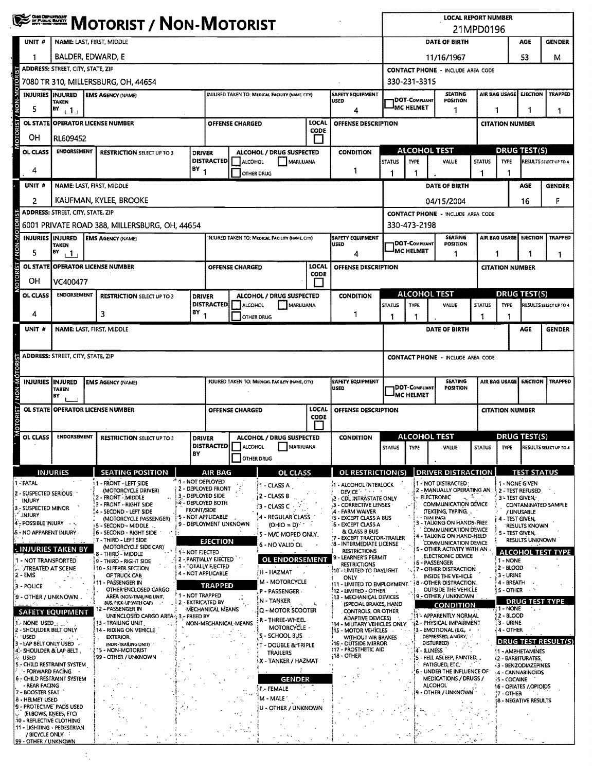# MOTORIST / NON-MOTORIST

**LOCAL REPORT NUMBER:** 21MPD0196

## Unit 1

| UNIT # | NAME: LAST, FIRST, MIDDLE | DATE OF BIRTH | AGE | GENDER |
|---|---|---|---|---|
| 1 | BALDER, EDWARD, E | 11/16/1967 | 53 | M |

| ADDRESS: STREET, CITY, STATE, ZIP | CONTACT PHONE - INCLUDE AREA CODE |
|---|---|
| 7080 TR 310, MILLERSBURG, OH, 44654 | 330-231-3315 |

| INJURIES | INJURED TAKEN BY | EMS AGENCY (NAME) | INJURED TAKEN TO: MEDICAL FACILITY (NAME, CITY) | SAFETY EQUIPMENT USED | DOT-COMPLIANT MC HELMET | SEATING POSITION | AIR BAG USAGE | EJECTION | TRAPPED |
|---|---|---|---|---|---|---|---|---|---|
| 5 | 1 | | | 4 | | 1 | 1 | 1 | 1 |

| OL STATE | OPERATOR LICENSE NUMBER | OFFENSE CHARGED | LOCAL CODE | OFFENSE DESCRIPTION | CITATION NUMBER |
|---|---|---|---|---|---|
| OH | RL609452 | | | | |

| OL CLASS | ENDORSEMENT | RESTRICTION SELECT UP TO 3 | DRIVER DISTRACTED BY | ALCOHOL / DRUG SUSPECTED | CONDITION | ALCOHOL TEST STATUS | ALCOHOL TEST TYPE | ALCOHOL TEST VALUE | DRUG TEST STATUS | DRUG TEST TYPE | RESULTS SELECT UP TO 4 |
|---|---|---|---|---|---|---|---|---|---|---|---|
| 4 | | | 1 | ☐ ALCOHOL ☐ MARIJUANA ☐ OTHER DRUG | 1 | 1 | 1 | . | 1 | 1 | |

## Unit 2

| UNIT # | NAME: LAST, FIRST, MIDDLE | DATE OF BIRTH | AGE | GENDER |
|---|---|---|---|---|
| 2 | KAUFMAN, KYLEE, BROOKE | 04/15/2004 | 16 | F |

| ADDRESS: STREET, CITY, STATE, ZIP | CONTACT PHONE - INCLUDE AREA CODE |
|---|---|
| 6001 PRIVATE ROAD 388, MILLERSBURG, OH, 44654 | 330-473-2198 |

| INJURIES | INJURED TAKEN BY | EMS AGENCY (NAME) | INJURED TAKEN TO: MEDICAL FACILITY (NAME, CITY) | SAFETY EQUIPMENT USED | DOT-COMPLIANT MC HELMET | SEATING POSITION | AIR BAG USAGE | EJECTION | TRAPPED |
|---|---|---|---|---|---|---|---|---|---|
| 5 | 1 | | | 4 | | 1 | 1 | 1 | 1 |

| OL STATE | OPERATOR LICENSE NUMBER | OFFENSE CHARGED | LOCAL CODE | OFFENSE DESCRIPTION | CITATION NUMBER |
|---|---|---|---|---|---|
| OH | VC400477 | | | | |

| OL CLASS | ENDORSEMENT | RESTRICTION SELECT UP TO 3 | DRIVER DISTRACTED BY | ALCOHOL / DRUG SUSPECTED | CONDITION | ALCOHOL TEST STATUS | ALCOHOL TEST TYPE | ALCOHOL TEST VALUE | DRUG TEST STATUS | DRUG TEST TYPE | RESULTS SELECT UP TO 4 |
|---|---|---|---|---|---|---|---|---|---|---|---|
| 4 | | 3 | 1 | ☐ ALCOHOL ☐ MARIJUANA ☐ OTHER DRUG | 1 | 1 | 1 | . | 1 | 1 | |

## Unit (blank)

| UNIT # | NAME: LAST, FIRST, MIDDLE | DATE OF BIRTH | AGE | GENDER |
|---|---|---|---|---|
| | | | | |

| ADDRESS: STREET, CITY, STATE, ZIP | CONTACT PHONE - INCLUDE AREA CODE |
|---|---|
| | |

| INJURIES | INJURED TAKEN BY | EMS AGENCY (NAME) | INJURED TAKEN TO: MEDICAL FACILITY (NAME, CITY) | SAFETY EQUIPMENT USED | DOT-COMPLIANT MC HELMET | SEATING POSITION | AIR BAG USAGE | EJECTION | TRAPPED |
|---|---|---|---|---|---|---|---|---|---|
| | | | | | | | | | |

| OL STATE | OPERATOR LICENSE NUMBER | OFFENSE CHARGED | LOCAL CODE | OFFENSE DESCRIPTION | CITATION NUMBER |
|---|---|---|---|---|---|
| | | | | | |

| OL CLASS | ENDORSEMENT | RESTRICTION SELECT UP TO 3 | DRIVER DISTRACTED BY | ALCOHOL / DRUG SUSPECTED | CONDITION | ALCOHOL TEST STATUS | ALCOHOL TEST TYPE | ALCOHOL TEST VALUE | DRUG TEST STATUS | DRUG TEST TYPE | RESULTS SELECT UP TO 4 |
|---|---|---|---|---|---|---|---|---|---|---|---|
| | | | | ☐ ALCOHOL ☐ MARIJUANA ☐ OTHER DRUG | | | | . | | | |

## Codes

### INJURIES
1 - FATAL
2 - SUSPECTED SERIOUS INJURY
3 - SUSPECTED MINOR INJURY
4 - POSSIBLE INJURY
5 - NO APPARENT INJURY

### INJURIES TAKEN BY
1 - NOT TRANSPORTED /TREATED AT SCENE
2 - EMS
3 - POLICE
9 - OTHER / UNKNOWN

### SAFETY EQUIPMENT
1 - NONE USED
2 - SHOULDER BELT ONLY USED
3 - LAP BELT ONLY USED
4 - SHOULDER & LAP BELT USED
5 - CHILD RESTRAINT SYSTEM - FORWARD FACING
6 - CHILD RESTRAINT SYSTEM - REAR FACING
7 - BOOSTER SEAT
8 - HELMET USED
9 - PROTECTIVE PADS USED (ELBOWS, KNEES, ETC)
10 - REFLECTIVE CLOTHING
11 - LIGHTING - PEDESTRIAN / BICYCLE ONLY
99 - OTHER / UNKNOWN

### SEATING POSITION
1 - FRONT - LEFT SIDE (MOTORCYCLE DRIVER)
2 - FRONT - MIDDLE
3 - FRONT - RIGHT SIDE
4 - SECOND - LEFT SIDE (MOTORCYCLE PASSENGER)
5 - SECOND - MIDDLE
6 - SECOND - RIGHT SIDE
7 - THIRD - LEFT SIDE (MOTORCYCLE SIDE CAR)
8 - THIRD - MIDDLE
9 - THIRD - RIGHT SIDE
10 - SLEEPER SECTION OF TRUCK CAB
11 - PASSENGER IN OTHER ENCLOSED CARGO AREA (NON-TRAILING UNIT, BUS, PICK-UP WITH CAP)
12 - PASSENGER IN UNENCLOSED CARGO AREA
13 - TRAILING UNIT
14 - RIDING ON VEHICLE EXTERIOR (NON-TRAILING UNIT)
15 - NON-MOTORIST
99 - OTHER / UNKNOWN

### AIR BAG
1 - NOT DEPLOYED
2 - DEPLOYED FRONT
3 - DEPLOYED SIDE
4 - DEPLOYED BOTH FRONT/SIDE
5 - NOT APPLICABLE
9 - DEPLOYMENT UNKNOWN

### EJECTION
1 - NOT EJECTED
2 - PARTIALLY EJECTED
3 - TOTALLY EJECTED
4 - NOT APPLICABLE

### TRAPPED
1 - NOT TRAPPED
2 - EXTRICATED BY MECHANICAL MEANS
3 - FREED BY NON-MECHANICAL MEANS

### OL CLASS
1 - CLASS A
2 - CLASS B
3 - CLASS C
4 - REGULAR CLASS (OHIO = D)
5 - M/C MOPED ONLY
6 - NO VALID OL

### OL ENDORSEMENT
H - HAZMAT
M - MOTORCYCLE
P - PASSENGER
N - TANKER
Q - MOTOR SCOOTER
R - THREE-WHEEL MOTORCYCLE
S - SCHOOL BUS
T - DOUBLE & TRIPLE TRAILERS
X - TANKER / HAZMAT

### GENDER
F - FEMALE
M - MALE
U - OTHER / UNKNOWN

### OL RESTRICTION(S)
1 - ALCOHOL INTERLOCK DEVICE
2 - CDL INTRASTATE ONLY
3 - CORRECTIVE LENSES
4 - FARM WAIVER
5 - EXCEPT CLASS A BUS
6 - EXCEPT CLASS A & CLASS B BUS
7 - EXCEPT TRACTOR-TRAILER
8 - INTERMEDIATE LICENSE RESTRICTIONS
9 - LEARNER'S PERMIT RESTRICTIONS
10 - LIMITED TO DAYLIGHT ONLY
11 - LIMITED TO EMPLOYMENT
12 - LIMITED - OTHER
13 - MECHANICAL DEVICES (SPECIAL BRAKES, HAND CONTROLS, OR OTHER ADAPTIVE DEVICES)
14 - MILITARY VEHICLES ONLY
15 - MOTOR VEHICLES WITHOUT AIR BRAKES
16 - OUTSIDE MIRROR
17 - PROSTHETIC AID
18 - OTHER

### DRIVER DISTRACTION
1 - NOT DISTRACTED
2 - MANUALLY OPERATING AN ELECTRONIC COMMUNICATION DEVICE (TEXTING, TYPING, DIALING)
3 - TALKING ON HANDS-FREE COMMUNICATION DEVICE
4 - TALKING ON HAND-HELD COMMUNICATION DEVICE
5 - OTHER ACTIVITY WITH AN ELECTRONIC DEVICE
6 - PASSENGER
7 - OTHER DISTRACTION INSIDE THE VEHICLE
8 - OTHER DISTRACTION OUTSIDE THE VEHICLE
9 - OTHER / UNKNOWN

### CONDITION
1 - APPARENTLY NORMAL
2 - PHYSICAL IMPAIRMENT
3 - EMOTIONAL (E.G., DEPRESSED, ANGRY, DISTURBED)
4 - ILLNESS
5 - FELL ASLEEP, FAINTED, FATIGUED, ETC.
6 - UNDER THE INFLUENCE OF MEDICATIONS / DRUGS / ALCOHOL
9 - OTHER / UNKNOWN

### TEST STATUS
1 - NONE GIVEN
2 - TEST REFUSED
3 - TEST GIVEN, CONTAMINATED SAMPLE / UNUSABLE
4 - TEST GIVEN, RESULTS KNOWN
5 - TEST GIVEN, RESULTS UNKNOWN

### ALCOHOL TEST TYPE
1 - NONE
2 - BLOOD
3 - URINE
4 - BREATH
5 - OTHER

### DRUG TEST TYPE
1 - NONE
2 - BLOOD
3 - URINE
4 - OTHER

### DRUG TEST RESULT(S)
1 - AMPHETAMINES
2 - BARBITURATES
3 - BENZODIAZEPINES
4 - CANNABINOIDS
5 - COCAINE
6 - OPIATES / OPIOIDS
7 - OTHER
8 - NEGATIVE RESULTS